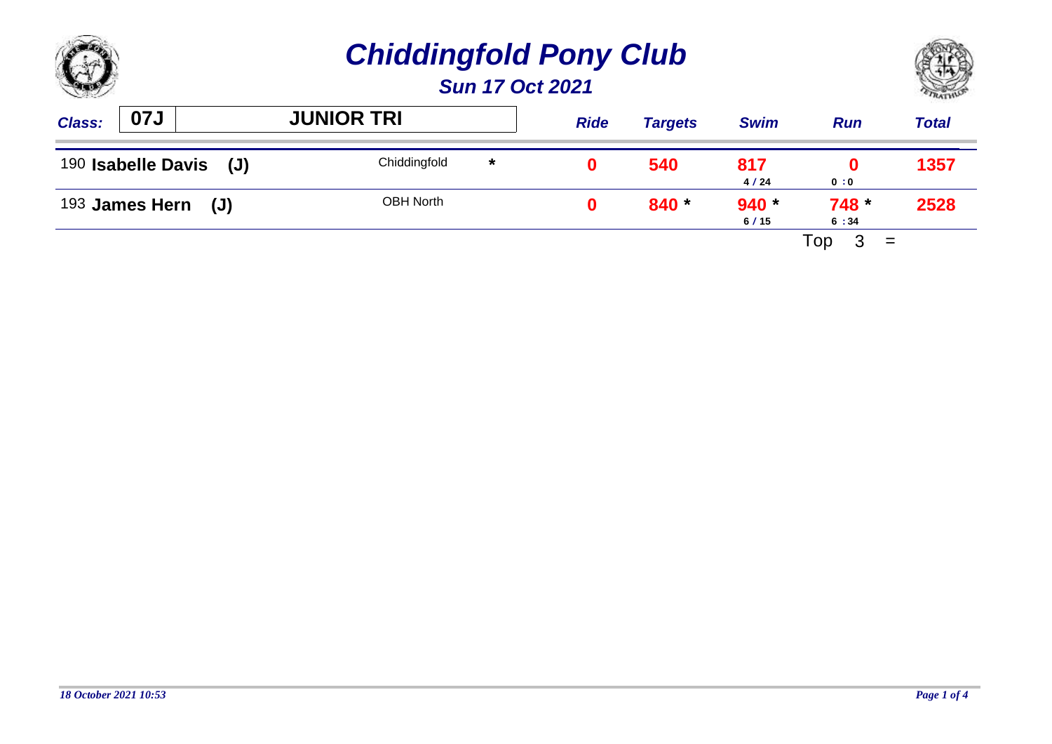# Chiddingfold Pony Club

## Sun 17 Oct 2021

| Class: | 07J | JUNIOR TRI | | Ride | Targets | Swim | Run | Total |
|---|---|---|---|---|---|---|---|---|
| 190 | **Isabelle Davis (J)** | Chiddingfold | * | 0 | 540 | 817 4 / 24 | 0 0 : 0 | 1357 |
| 193 | **James Hern (J)** | OBH North | | 0 | 840 * | 940 * 6 / 15 | 748 * 6 : 34 | 2528 |

Top 3 =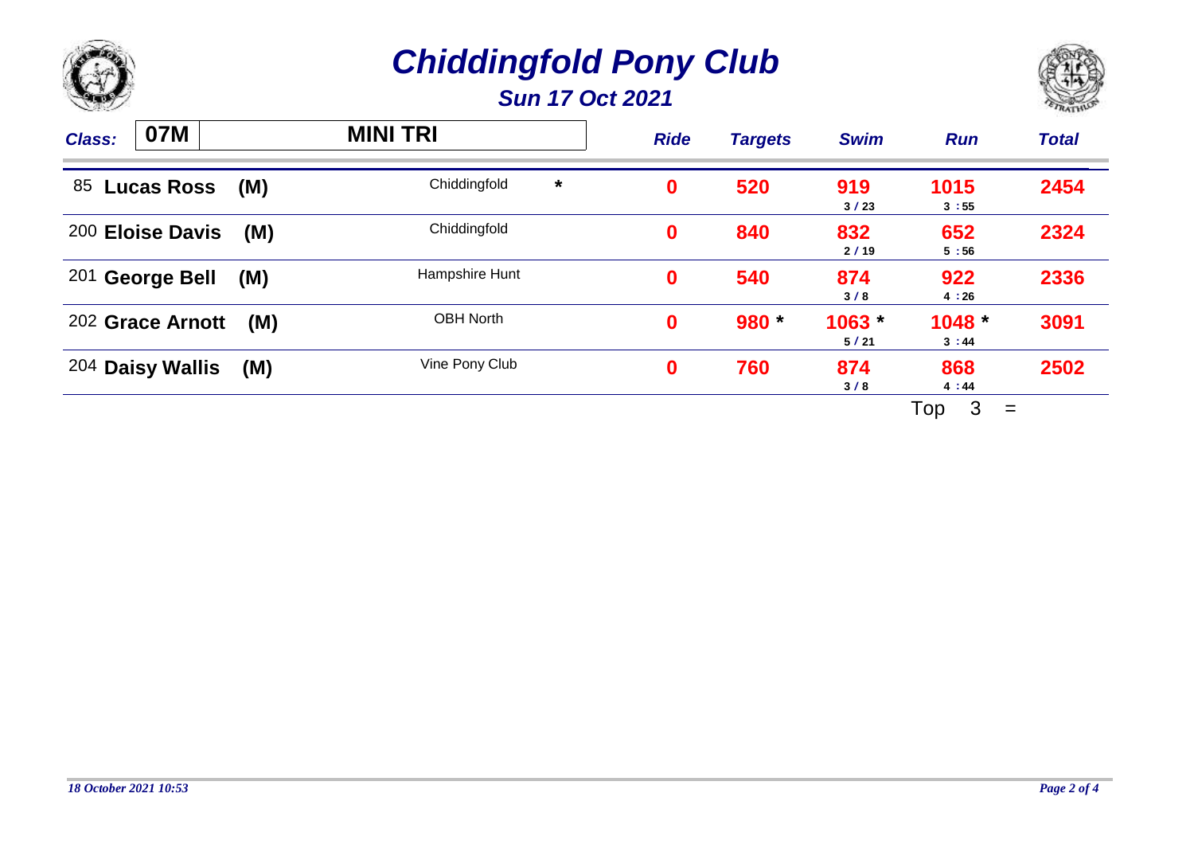# Chiddingfold Pony Club

## Sun 17 Oct 2021

| Class: 07M | MINI TRI | | Ride | Targets | Swim | Run | Total |
|---|---|---|---|---|---|---|---|
| 85 **Lucas Ross** (M) | Chiddingfold | * | 0 | 520 | 919<br>3 / 23 | 1015<br>3 : 55 | 2454 |
| 200 **Eloise Davis** (M) | Chiddingfold | | 0 | 840 | 832<br>2 / 19 | 652<br>5 : 56 | 2324 |
| 201 **George Bell** (M) | Hampshire Hunt | | 0 | 540 | 874<br>3 / 8 | 922<br>4 : 26 | 2336 |
| 202 **Grace Arnott** (M) | OBH North | | 0 | 980 * | 1063 *<br>5 / 21 | 1048 *<br>3 : 44 | 3091 |
| 204 **Daisy Wallis** (M) | Vine Pony Club | | 0 | 760 | 874<br>3 / 8 | 868<br>4 : 44 | 2502 |

Top 3 =

*18 October 2021 10:53*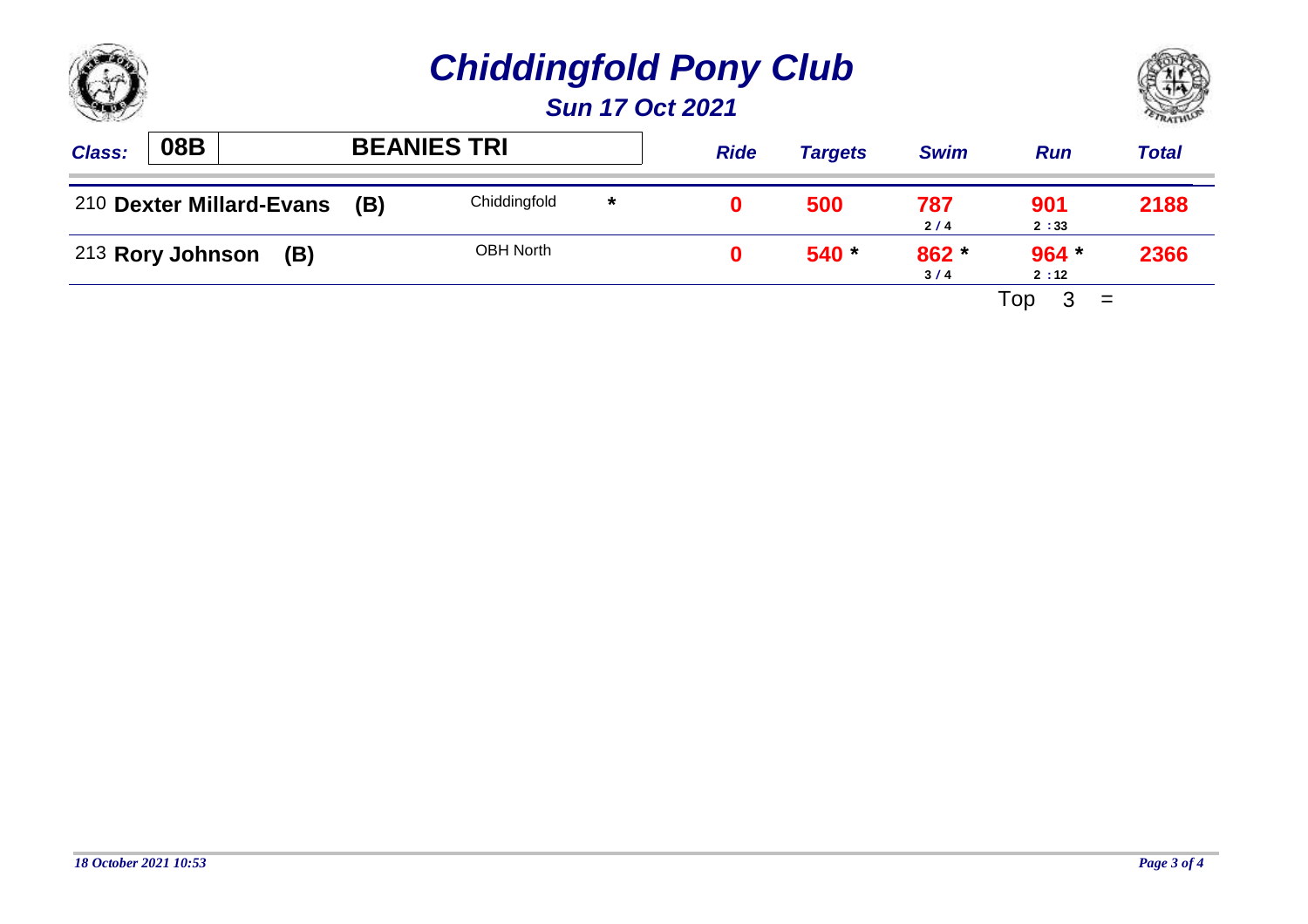# *Chiddingfold Pony Club*

## *Sun 17 Oct 2021*

| *Class:* | 08B | BEANIES TRI | | | *Ride* | *Targets* | *Swim* | *Run* | *Total* |
|---|---|---|---|---|---|---|---|---|---|
| 210 | **Dexter Millard-Evans** | **(B)** | Chiddingfold | * | **0** | **500** | **787** 2 / 4 | **901** 2 :33 | **2188** |
| 213 | **Rory Johnson** | **(B)** | OBH North | | **0** | **540** * | **862** * 3 / 4 | **964** * 2 :12 | **2366** |

Top 3 =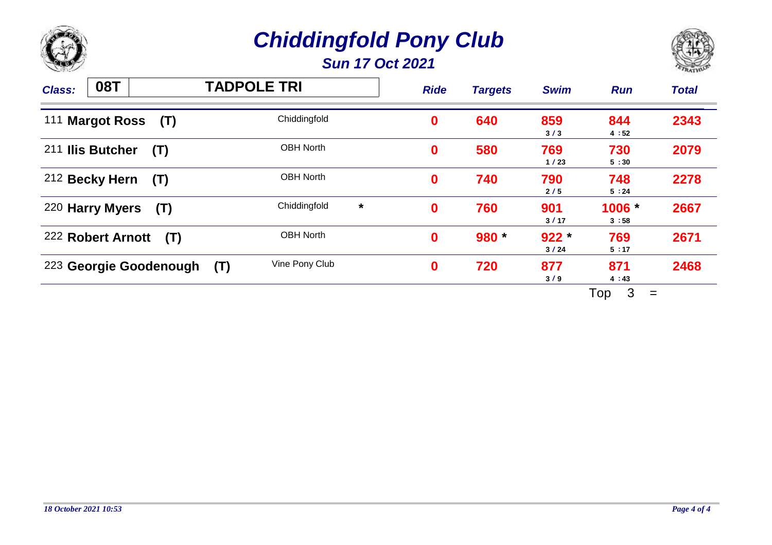# Chiddingfold Pony Club

## Sun 17 Oct 2021

| Class: 08T | TADPOLE TRI | | Ride | Targets | Swim | Run | Total |
|---|---|---|---|---|---|---|---|
| 111 **Margot Ross** (T) | Chiddingfold | | 0 | 640 | 859<br>3 / 3 | 844<br>4 :52 | 2343 |
| 211 **Ilis Butcher** (T) | OBH North | | 0 | 580 | 769<br>1 / 23 | 730<br>5 :30 | 2079 |
| 212 **Becky Hern** (T) | OBH North | | 0 | 740 | 790<br>2 / 5 | 748<br>5 :24 | 2278 |
| 220 **Harry Myers** (T) | Chiddingfold | * | 0 | 760 | 901<br>3 / 17 | 1006 *<br>3 :58 | 2667 |
| 222 **Robert Arnott** (T) | OBH North | | 0 | 980 * | 922 *<br>3 / 24 | 769<br>5 :17 | 2671 |
| 223 **Georgie Goodenough** (T) | Vine Pony Club | | 0 | 720 | 877<br>3 / 9 | 871<br>4 :43 | 2468 |

Top 3 =